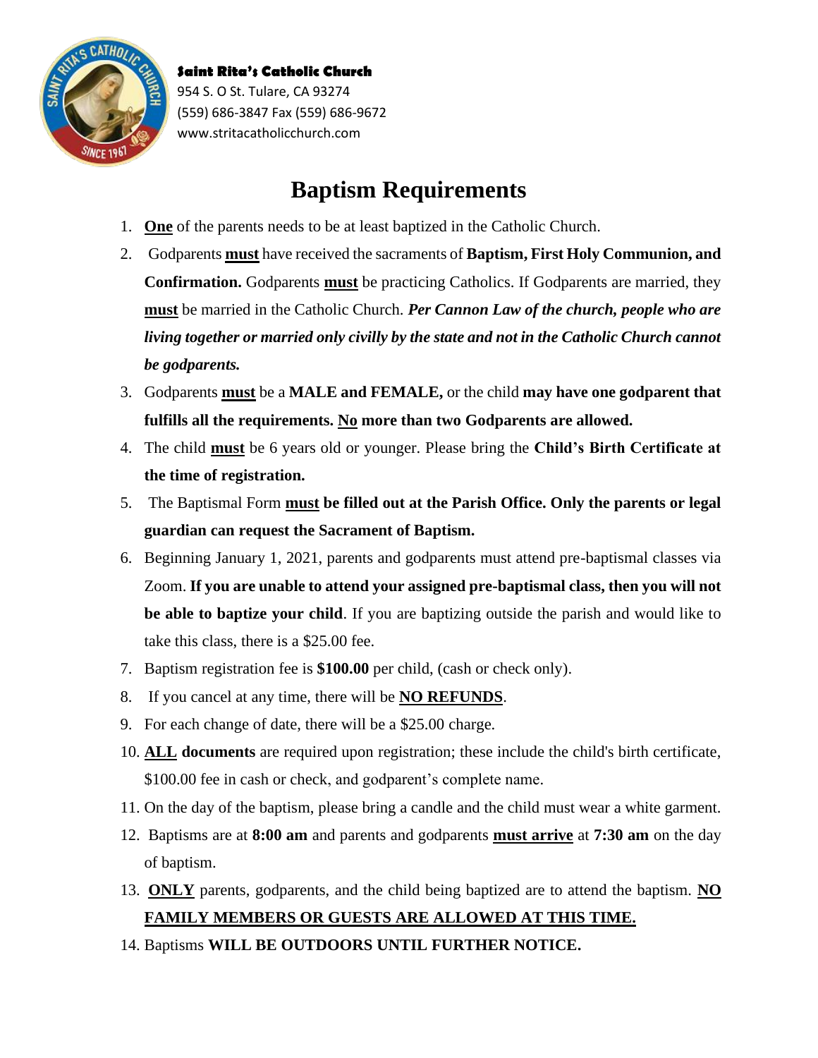**Saint Rita's Catholic Church**
954 S. O St. Tulare, CA 93274
(559) 686-3847 Fax (559) 686-9672
www.stritacatholicchurch.com

# Baptism Requirements

1. **One** of the parents needs to be at least baptized in the Catholic Church.
2. Godparents **must** have received the sacraments of **Baptism, First Holy Communion, and Confirmation.** Godparents **must** be practicing Catholics. If Godparents are married, they **must** be married in the Catholic Church. ***Per Cannon Law of the church, people who are living together or married only civilly by the state and not in the Catholic Church cannot be godparents.***
3. Godparents **must** be a **MALE and FEMALE,** or the child **may have one godparent that fulfills all the requirements. No more than two Godparents are allowed.**
4. The child **must** be 6 years old or younger. Please bring the **Child's Birth Certificate at the time of registration.**
5. The Baptismal Form **must be filled out at the Parish Office. Only the parents or legal guardian can request the Sacrament of Baptism.**
6. Beginning January 1, 2021, parents and godparents must attend pre-baptismal classes via Zoom. **If you are unable to attend your assigned pre-baptismal class, then you will not be able to baptize your child**. If you are baptizing outside the parish and would like to take this class, there is a $25.00 fee.
7. Baptism registration fee is **$100.00** per child, (cash or check only).
8. If you cancel at any time, there will be **NO REFUNDS**.
9. For each change of date, there will be a $25.00 charge.
10. **ALL documents** are required upon registration; these include the child's birth certificate, $100.00 fee in cash or check, and godparent's complete name.
11. On the day of the baptism, please bring a candle and the child must wear a white garment.
12. Baptisms are at **8:00 am** and parents and godparents **must arrive** at **7:30 am** on the day of baptism.
13. **ONLY** parents, godparents, and the child being baptized are to attend the baptism. **NO FAMILY MEMBERS OR GUESTS ARE ALLOWED AT THIS TIME.**
14. Baptisms **WILL BE OUTDOORS UNTIL FURTHER NOTICE.**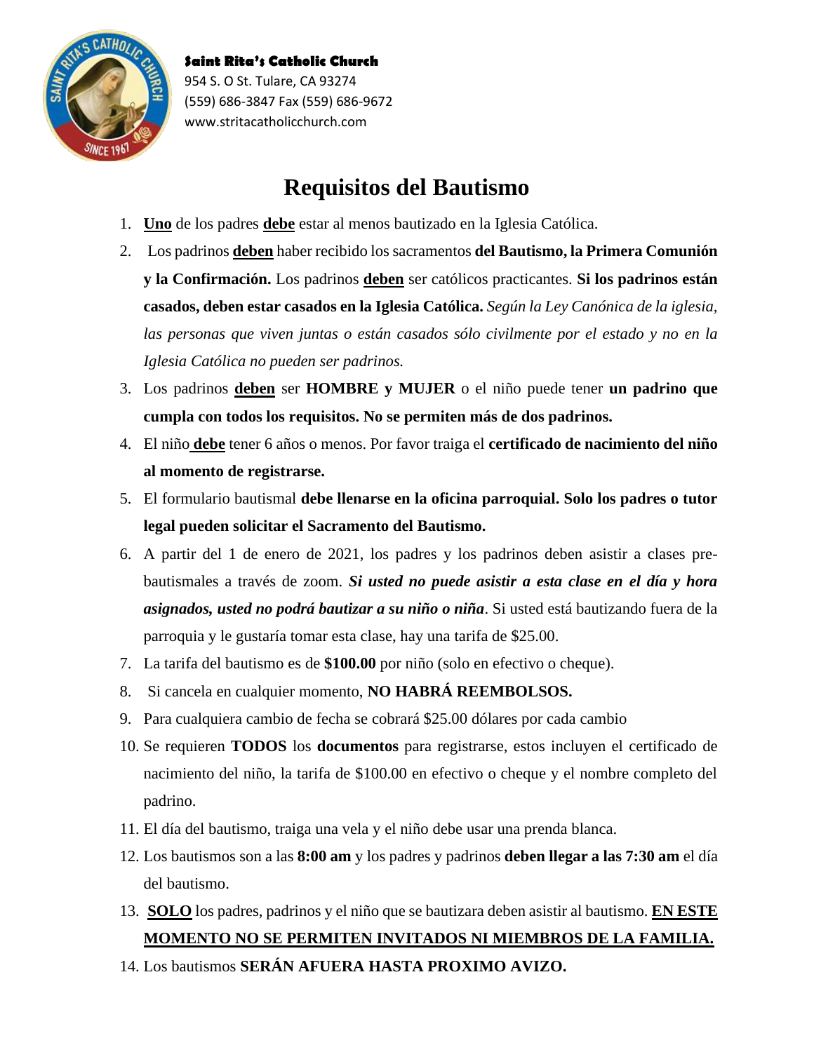**Saint Rita's Catholic Church**
954 S. O St. Tulare, CA 93274
(559) 686-3847 Fax (559) 686-9672
www.stritacatholicchurch.com

# Requisitos del Bautismo

1. **Uno** de los padres **debe** estar al menos bautizado en la Iglesia Católica.
2. Los padrinos **deben** haber recibido los sacramentos **del Bautismo, la Primera Comunión y la Confirmación.** Los padrinos **deben** ser católicos practicantes. **Si los padrinos están casados, deben estar casados en la Iglesia Católica.** *Según la Ley Canónica de la iglesia, las personas que viven juntas o están casados sólo civilmente por el estado y no en la Iglesia Católica no pueden ser padrinos.*
3. Los padrinos **deben** ser **HOMBRE y MUJER** o el niño puede tener **un padrino que cumpla con todos los requisitos. No se permiten más de dos padrinos.**
4. El niño **debe** tener 6 años o menos. Por favor traiga el **certificado de nacimiento del niño al momento de registrarse.**
5. El formulario bautismal **debe llenarse en la oficina parroquial. Solo los padres o tutor legal pueden solicitar el Sacramento del Bautismo.**
6. A partir del 1 de enero de 2021, los padres y los padrinos deben asistir a clases pre-bautismales a través de zoom. ***Si usted no puede asistir a esta clase en el día y hora asignados, usted no podrá bautizar a su niño o niña***. Si usted está bautizando fuera de la parroquia y le gustaría tomar esta clase, hay una tarifa de $25.00.
7. La tarifa del bautismo es de **$100.00** por niño (solo en efectivo o cheque).
8. Si cancela en cualquier momento, **NO HABRÁ REEMBOLSOS.**
9. Para cualquiera cambio de fecha se cobrará $25.00 dólares por cada cambio
10. Se requieren **TODOS** los **documentos** para registrarse, estos incluyen el certificado de nacimiento del niño, la tarifa de $100.00 en efectivo o cheque y el nombre completo del padrino.
11. El día del bautismo, traiga una vela y el niño debe usar una prenda blanca.
12. Los bautismos son a las **8:00 am** y los padres y padrinos **deben llegar a las 7:30 am** el día del bautismo.
13. **SOLO** los padres, padrinos y el niño que se bautizara deben asistir al bautismo. **EN ESTE MOMENTO NO SE PERMITEN INVITADOS NI MIEMBROS DE LA FAMILIA.**
14. Los bautismos **SERÁN AFUERA HASTA PROXIMO AVIZO.**